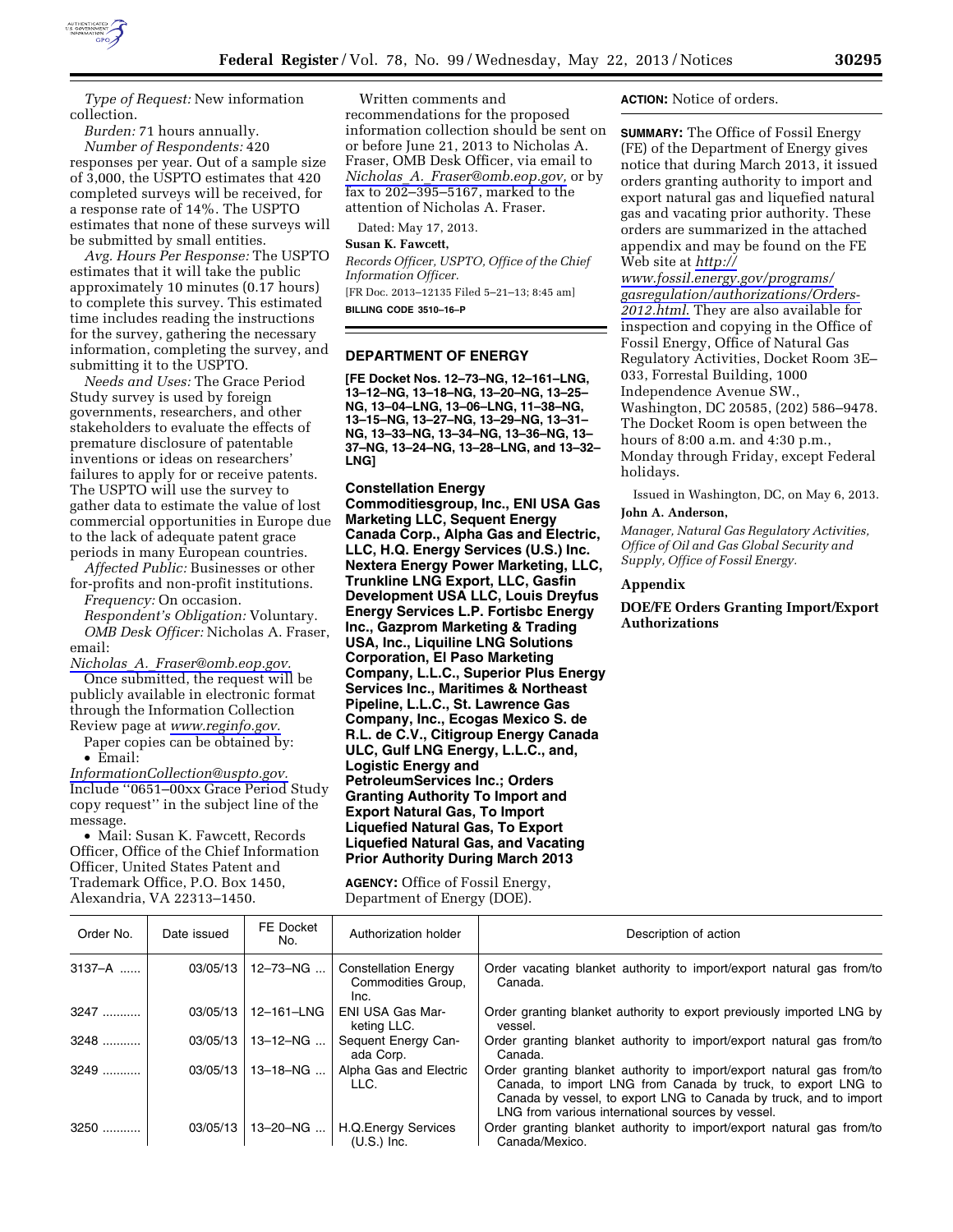*Type of Request:* New information collection.

*Burden:* 71 hours annually.

*Number of Respondents:* 420 responses per year. Out of a sample size of 3,000, the USPTO estimates that 420 completed surveys will be received, for a response rate of 14%. The USPTO estimates that none of these surveys will be submitted by small entities.

*Avg. Hours Per Response:* The USPTO estimates that it will take the public approximately 10 minutes (0.17 hours) to complete this survey. This estimated time includes reading the instructions for the survey, gathering the necessary information, completing the survey, and submitting it to the USPTO.

*Needs and Uses:* The Grace Period Study survey is used by foreign governments, researchers, and other stakeholders to evaluate the effects of premature disclosure of patentable inventions or ideas on researchers' failures to apply for or receive patents. The USPTO will use the survey to gather data to estimate the value of lost commercial opportunities in Europe due to the lack of adequate patent grace periods in many European countries.

*Affected Public:* Businesses or other for-profits and non-profit institutions.

*Frequency:* On occasion.

*Respondent's Obligation:* Voluntary.

*OMB Desk Officer:* Nicholas A. Fraser, email: *Nicholas_A._Fraser@omb.eop.gov.*

Once submitted, the request will be publicly available in electronic format through the Information Collection Review page at *www.reginfo.gov.*

Paper copies can be obtained by:

- Email: *InformationCollection@uspto.gov.* Include "0651–00xx Grace Period Study copy request" in the subject line of the message.
- Mail: Susan K. Fawcett, Records Officer, Office of the Chief Information Officer, United States Patent and Trademark Office, P.O. Box 1450, Alexandria, VA 22313–1450.

Written comments and recommendations for the proposed information collection should be sent on or before June 21, 2013 to Nicholas A. Fraser, OMB Desk Officer, via email to *Nicholas_A._Fraser@omb.eop.gov,* or by fax to 202–395–5167, marked to the attention of Nicholas A. Fraser.

Dated: May 17, 2013.

**Susan K. Fawcett,**

*Records Officer, USPTO, Office of the Chief Information Officer.*

[FR Doc. 2013–12135 Filed 5–21–13; 8:45 am]

**BILLING CODE 3510–16–P**

## DEPARTMENT OF ENERGY

**[FE Docket Nos. 12–73–NG, 12–161–LNG, 13–12–NG, 13–18–NG, 13–20–NG, 13–25–NG, 13–04–LNG, 13–06–LNG, 11–38–NG, 13–15–NG, 13–27–NG, 13–29–NG, 13–31–NG, 13–33–NG, 13–34–NG, 13–36–NG, 13–37–NG, 13–24–NG, 13–28–LNG, and 13–32–LNG]**

## Constellation Energy Commoditiesgroup, Inc., ENI USA Gas Marketing LLC, Sequent Energy Canada Corp., Alpha Gas and Electric, LLC, H.Q. Energy Services (U.S.) Inc. Nextera Energy Power Marketing, LLC, Trunkline LNG Export, LLC, Gasfin Development USA LLC, Louis Dreyfus Energy Services L.P. Fortisbc Energy Inc., Gazprom Marketing & Trading USA, Inc., Liquiline LNG Solutions Corporation, El Paso Marketing Company, L.L.C., Superior Plus Energy Services Inc., Maritimes & Northeast Pipeline, L.L.C., St. Lawrence Gas Company, Inc., Ecogas Mexico S. de R.L. de C.V., Citigroup Energy Canada ULC, Gulf LNG Energy, L.L.C., and, Logistic Energy and PetroleumServices Inc.; Orders Granting Authority To Import and Export Natural Gas, To Import Liquefied Natural Gas, To Export Liquefied Natural Gas, and Vacating Prior Authority During March 2013

**AGENCY:** Office of Fossil Energy, Department of Energy (DOE).

**ACTION:** Notice of orders.

**SUMMARY:** The Office of Fossil Energy (FE) of the Department of Energy gives notice that during March 2013, it issued orders granting authority to import and export natural gas and liquefied natural gas and vacating prior authority. These orders are summarized in the attached appendix and may be found on the FE Web site at *http://www.fossil.energy.gov/programs/gasregulation/authorizations/Orders-2012.html.* They are also available for inspection and copying in the Office of Fossil Energy, Office of Natural Gas Regulatory Activities, Docket Room 3E–033, Forrestal Building, 1000 Independence Avenue SW., Washington, DC 20585, (202) 586–9478. The Docket Room is open between the hours of 8:00 a.m. and 4:30 p.m., Monday through Friday, except Federal holidays.

Issued in Washington, DC, on May 6, 2013.

**John A. Anderson,**

*Manager, Natural Gas Regulatory Activities, Office of Oil and Gas Global Security and Supply, Office of Fossil Energy.*

## Appendix

## DOE/FE Orders Granting Import/Export Authorizations

| Order No. | Date issued | FE Docket No. | Authorization holder | Description of action |
|---|---|---|---|---|
| 3137–A ...... | 03/05/13 | 12–73–NG ... | Constellation Energy Commodities Group, Inc. | Order vacating blanket authority to import/export natural gas from/to Canada. |
| 3247 ........... | 03/05/13 | 12–161–LNG | ENI USA Gas Marketing LLC. | Order granting blanket authority to export previously imported LNG by vessel. |
| 3248 ........... | 03/05/13 | 13–12–NG ... | Sequent Energy Canada Corp. | Order granting blanket authority to import/export natural gas from/to Canada. |
| 3249 ........... | 03/05/13 | 13–18–NG ... | Alpha Gas and Electric LLC. | Order granting blanket authority to import/export natural gas from/to Canada, to import LNG from Canada by truck, to export LNG to Canada by vessel, to export LNG to Canada by truck, and to import LNG from various international sources by vessel. |
| 3250 ........... | 03/05/13 | 13–20–NG ... | H.Q.Energy Services (U.S.) Inc. | Order granting blanket authority to import/export natural gas from/to Canada/Mexico. |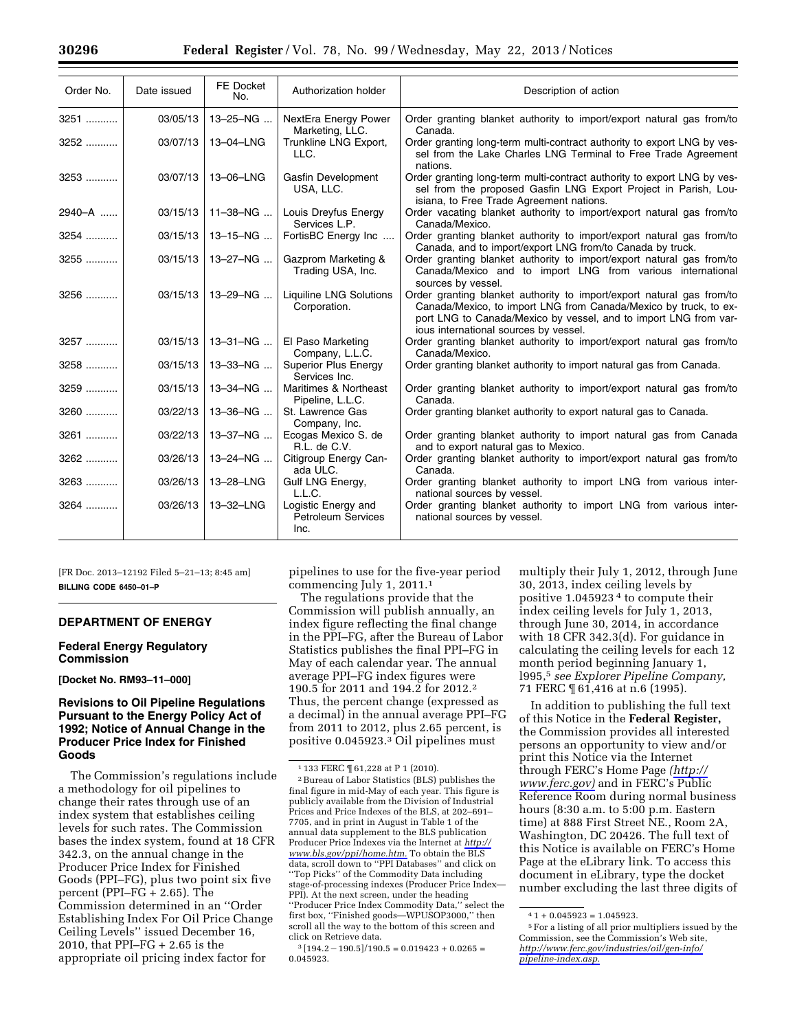| Order No. | Date issued | FE Docket No. | Authorization holder | Description of action |
|---|---|---|---|---|
| 3251 | 03/05/13 | 13–25–NG | NextEra Energy Power Marketing, LLC. | Order granting blanket authority to import/export natural gas from/to Canada. |
| 3252 | 03/07/13 | 13–04–LNG | Trunkline LNG Export, LLC. | Order granting long-term multi-contract authority to export LNG by vessel from the Lake Charles LNG Terminal to Free Trade Agreement nations. |
| 3253 | 03/07/13 | 13–06–LNG | Gasfin Development USA, LLC. | Order granting long-term multi-contract authority to export LNG by vessel from the proposed Gasfin LNG Export Project in Parish, Louisiana, to Free Trade Agreement nations. |
| 2940–A | 03/15/13 | 11–38–NG | Louis Dreyfus Energy Services L.P. | Order vacating blanket authority to import/export natural gas from/to Canada/Mexico. |
| 3254 | 03/15/13 | 13–15–NG | FortisBC Energy Inc | Order granting blanket authority to import/export natural gas from/to Canada, and to import/export LNG from/to Canada by truck. |
| 3255 | 03/15/13 | 13–27–NG | Gazprom Marketing & Trading USA, Inc. | Order granting blanket authority to import/export natural gas from/to Canada/Mexico and to import LNG from various international sources by vessel. |
| 3256 | 03/15/13 | 13–29–NG | Liquiline LNG Solutions Corporation. | Order granting blanket authority to import/export natural gas from/to Canada/Mexico, to import LNG from Canada/Mexico by truck, to export LNG to Canada/Mexico by vessel, and to import LNG from various international sources by vessel. |
| 3257 | 03/15/13 | 13–31–NG | El Paso Marketing Company, L.L.C. | Order granting blanket authority to import/export natural gas from/to Canada/Mexico. |
| 3258 | 03/15/13 | 13–33–NG | Superior Plus Energy Services Inc. | Order granting blanket authority to import natural gas from Canada. |
| 3259 | 03/15/13 | 13–34–NG | Maritimes & Northeast Pipeline, L.L.C. | Order granting blanket authority to import/export natural gas from/to Canada. |
| 3260 | 03/22/13 | 13–36–NG | St. Lawrence Gas Company, Inc. | Order granting blanket authority to export natural gas to Canada. |
| 3261 | 03/22/13 | 13–37–NG | Ecogas Mexico S. de R.L. de C.V. | Order granting blanket authority to import natural gas from Canada and to export natural gas to Mexico. |
| 3262 | 03/26/13 | 13–24–NG | Citigroup Energy Canada ULC. | Order granting blanket authority to import/export natural gas from/to Canada. |
| 3263 | 03/26/13 | 13–28–LNG | Gulf LNG Energy, L.L.C. | Order granting blanket authority to import LNG from various international sources by vessel. |
| 3264 | 03/26/13 | 13–32–LNG | Logistic Energy and Petroleum Services Inc. | Order granting blanket authority to import LNG from various international sources by vessel. |

[FR Doc. 2013–12192 Filed 5–21–13; 8:45 am]

**BILLING CODE 6450–01–P**

## DEPARTMENT OF ENERGY

### Federal Energy Regulatory Commission

**[Docket No. RM93–11–000]**

### Revisions to Oil Pipeline Regulations Pursuant to the Energy Policy Act of 1992; Notice of Annual Change in the Producer Price Index for Finished Goods

The Commission's regulations include a methodology for oil pipelines to change their rates through use of an index system that establishes ceiling levels for such rates. The Commission bases the index system, found at 18 CFR 342.3, on the annual change in the Producer Price Index for Finished Goods (PPI–FG), plus two point six five percent (PPI–FG + 2.65). The Commission determined in an ''Order Establishing Index For Oil Price Change Ceiling Levels'' issued December 16, 2010, that PPI–FG + 2.65 is the appropriate oil pricing index factor for pipelines to use for the five-year period commencing July 1, 2011.[1]

The regulations provide that the Commission will publish annually, an index figure reflecting the final change in the PPI–FG, after the Bureau of Labor Statistics publishes the final PPI–FG in May of each calendar year. The annual average PPI–FG index figures were 190.5 for 2011 and 194.2 for 2012.[2] Thus, the percent change (expressed as a decimal) in the annual average PPI–FG from 2011 to 2012, plus 2.65 percent, is positive 0.045923.[3] Oil pipelines must multiply their July 1, 2012, through June 30, 2013, index ceiling levels by positive 1.045923[4] to compute their index ceiling levels for July 1, 2013, through June 30, 2014, in accordance with 18 CFR 342.3(d). For guidance in calculating the ceiling levels for each 12 month period beginning January 1, 1995,[5] *see Explorer Pipeline Company,* 71 FERC ¶ 61,416 at n.6 (1995).

In addition to publishing the full text of this Notice in the **Federal Register,** the Commission provides all interested persons an opportunity to view and/or print this Notice via the Internet through FERC's Home Page *(http://www.ferc.gov)* and in FERC's Public Reference Room during normal business hours (8:30 a.m. to 5:00 p.m. Eastern time) at 888 First Street NE., Room 2A, Washington, DC 20426. The full text of this Notice is available on FERC's Home Page at the eLibrary link. To access this document in eLibrary, type the docket number excluding the last three digits of

[1] 133 FERC ¶ 61,228 at P 1 (2010).

[2] Bureau of Labor Statistics (BLS) publishes the final figure in mid-May of each year. This figure is publicly available from the Division of Industrial Prices and Price Indexes of the BLS, at 202–691–7705, and in print in August in Table 1 of the annual data supplement to the BLS publication Producer Price Indexes via the Internet at *http://www.bls.gov/ppi/home.htm.* To obtain the BLS data, scroll down to ''PPI Databases'' and click on ''Top Picks'' of the Commodity Data including stage-of-processing indexes (Producer Price Index—PPI). At the next screen, under the heading ''Producer Price Index Commodity Data,'' select the first box, ''Finished goods—WPUSOP3000,'' then scroll all the way to the bottom of this screen and click on Retrieve data.

[3] $[194.2 - 190.5]/190.5 = 0.019423 + 0.0265 = 0.045923$.

[4] $1 + 0.045923 = 1.045923$.

[5] For a listing of all prior multipliers issued by the Commission, see the Commission's Web site, *http://www.ferc.gov/industries/oil/gen-info/pipeline-index.asp.*